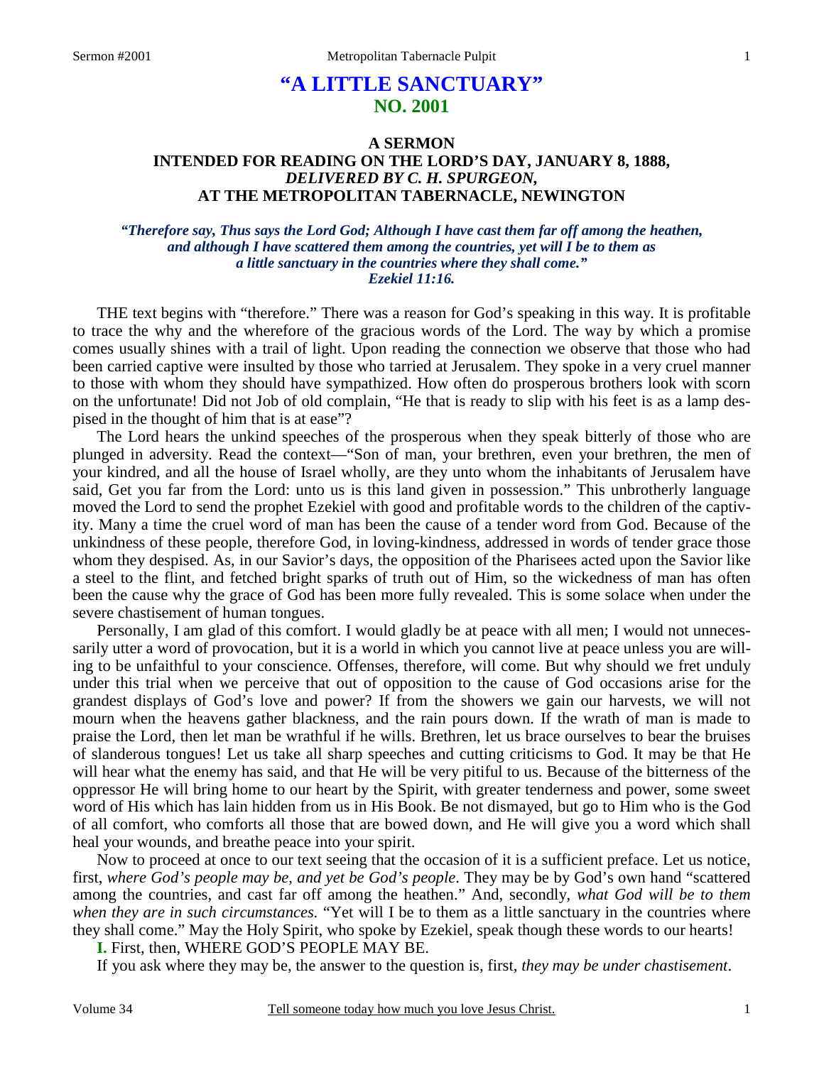# "A LITTLE SANCTUARY"
## NO. 2001

### A SERMON
### INTENDED FOR READING ON THE LORD'S DAY, JANUARY 8, 1888,
### *DELIVERED BY C. H. SPURGEON,*
### AT THE METROPOLITAN TABERNACLE, NEWINGTON

*"Therefore say, Thus says the Lord God; Although I have cast them far off among the heathen, and although I have scattered them among the countries, yet will I be to them as a little sanctuary in the countries where they shall come."*
*Ezekiel 11:16.*

THE text begins with "therefore." There was a reason for God's speaking in this way. It is profitable to trace the why and the wherefore of the gracious words of the Lord. The way by which a promise comes usually shines with a trail of light. Upon reading the connection we observe that those who had been carried captive were insulted by those who tarried at Jerusalem. They spoke in a very cruel manner to those with whom they should have sympathized. How often do prosperous brothers look with scorn on the unfortunate! Did not Job of old complain, "He that is ready to slip with his feet is as a lamp despised in the thought of him that is at ease"?

The Lord hears the unkind speeches of the prosperous when they speak bitterly of those who are plunged in adversity. Read the context—"Son of man, your brethren, even your brethren, the men of your kindred, and all the house of Israel wholly, are they unto whom the inhabitants of Jerusalem have said, Get you far from the Lord: unto us is this land given in possession." This unbrotherly language moved the Lord to send the prophet Ezekiel with good and profitable words to the children of the captivity. Many a time the cruel word of man has been the cause of a tender word from God. Because of the unkindness of these people, therefore God, in loving-kindness, addressed in words of tender grace those whom they despised. As, in our Savior's days, the opposition of the Pharisees acted upon the Savior like a steel to the flint, and fetched bright sparks of truth out of Him, so the wickedness of man has often been the cause why the grace of God has been more fully revealed. This is some solace when under the severe chastisement of human tongues.

Personally, I am glad of this comfort. I would gladly be at peace with all men; I would not unnecessarily utter a word of provocation, but it is a world in which you cannot live at peace unless you are willing to be unfaithful to your conscience. Offenses, therefore, will come. But why should we fret unduly under this trial when we perceive that out of opposition to the cause of God occasions arise for the grandest displays of God's love and power? If from the showers we gain our harvests, we will not mourn when the heavens gather blackness, and the rain pours down. If the wrath of man is made to praise the Lord, then let man be wrathful if he wills. Brethren, let us brace ourselves to bear the bruises of slanderous tongues! Let us take all sharp speeches and cutting criticisms to God. It may be that He will hear what the enemy has said, and that He will be very pitiful to us. Because of the bitterness of the oppressor He will bring home to our heart by the Spirit, with greater tenderness and power, some sweet word of His which has lain hidden from us in His Book. Be not dismayed, but go to Him who is the God of all comfort, who comforts all those that are bowed down, and He will give you a word which shall heal your wounds, and breathe peace into your spirit.

Now to proceed at once to our text seeing that the occasion of it is a sufficient preface. Let us notice, first, *where God's people may be, and yet be God's people*. They may be by God's own hand "scattered among the countries, and cast far off among the heathen." And, secondly, *what God will be to them when they are in such circumstances.* "Yet will I be to them as a little sanctuary in the countries where they shall come." May the Holy Spirit, who spoke by Ezekiel, speak though these words to our hearts!

**I.** First, then, WHERE GOD'S PEOPLE MAY BE.

If you ask where they may be, the answer to the question is, first, *they may be under chastisement*.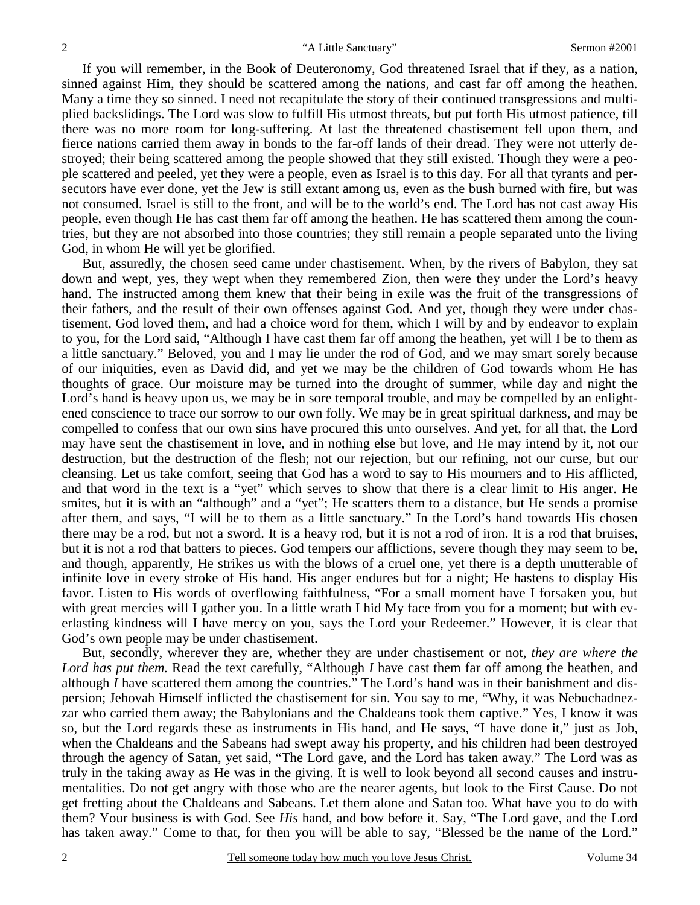If you will remember, in the Book of Deuteronomy, God threatened Israel that if they, as a nation, sinned against Him, they should be scattered among the nations, and cast far off among the heathen. Many a time they so sinned. I need not recapitulate the story of their continued transgressions and multiplied backslidings. The Lord was slow to fulfill His utmost threats, but put forth His utmost patience, till there was no more room for long-suffering. At last the threatened chastisement fell upon them, and fierce nations carried them away in bonds to the far-off lands of their dread. They were not utterly destroyed; their being scattered among the people showed that they still existed. Though they were a people scattered and peeled, yet they were a people, even as Israel is to this day. For all that tyrants and persecutors have ever done, yet the Jew is still extant among us, even as the bush burned with fire, but was not consumed. Israel is still to the front, and will be to the world's end. The Lord has not cast away His people, even though He has cast them far off among the heathen. He has scattered them among the countries, but they are not absorbed into those countries; they still remain a people separated unto the living God, in whom He will yet be glorified.

But, assuredly, the chosen seed came under chastisement. When, by the rivers of Babylon, they sat down and wept, yes, they wept when they remembered Zion, then were they under the Lord's heavy hand. The instructed among them knew that their being in exile was the fruit of the transgressions of their fathers, and the result of their own offenses against God. And yet, though they were under chastisement, God loved them, and had a choice word for them, which I will by and by endeavor to explain to you, for the Lord said, "Although I have cast them far off among the heathen, yet will I be to them as a little sanctuary." Beloved, you and I may lie under the rod of God, and we may smart sorely because of our iniquities, even as David did, and yet we may be the children of God towards whom He has thoughts of grace. Our moisture may be turned into the drought of summer, while day and night the Lord's hand is heavy upon us, we may be in sore temporal trouble, and may be compelled by an enlightened conscience to trace our sorrow to our own folly. We may be in great spiritual darkness, and may be compelled to confess that our own sins have procured this unto ourselves. And yet, for all that, the Lord may have sent the chastisement in love, and in nothing else but love, and He may intend by it, not our destruction, but the destruction of the flesh; not our rejection, but our refining, not our curse, but our cleansing. Let us take comfort, seeing that God has a word to say to His mourners and to His afflicted, and that word in the text is a "yet" which serves to show that there is a clear limit to His anger. He smites, but it is with an "although" and a "yet"; He scatters them to a distance, but He sends a promise after them, and says, "I will be to them as a little sanctuary." In the Lord's hand towards His chosen there may be a rod, but not a sword. It is a heavy rod, but it is not a rod of iron. It is a rod that bruises, but it is not a rod that batters to pieces. God tempers our afflictions, severe though they may seem to be, and though, apparently, He strikes us with the blows of a cruel one, yet there is a depth unutterable of infinite love in every stroke of His hand. His anger endures but for a night; He hastens to display His favor. Listen to His words of overflowing faithfulness, "For a small moment have I forsaken you, but with great mercies will I gather you. In a little wrath I hid My face from you for a moment; but with everlasting kindness will I have mercy on you, says the Lord your Redeemer." However, it is clear that God's own people may be under chastisement.

But, secondly, wherever they are, whether they are under chastisement or not, *they are where the Lord has put them.* Read the text carefully, "Although *I* have cast them far off among the heathen, and although *I* have scattered them among the countries." The Lord's hand was in their banishment and dispersion; Jehovah Himself inflicted the chastisement for sin. You say to me, "Why, it was Nebuchadnezzar who carried them away; the Babylonians and the Chaldeans took them captive." Yes, I know it was so, but the Lord regards these as instruments in His hand, and He says, "I have done it," just as Job, when the Chaldeans and the Sabeans had swept away his property, and his children had been destroyed through the agency of Satan, yet said, "The Lord gave, and the Lord has taken away." The Lord was as truly in the taking away as He was in the giving. It is well to look beyond all second causes and instrumentalities. Do not get angry with those who are the nearer agents, but look to the First Cause. Do not get fretting about the Chaldeans and Sabeans. Let them alone and Satan too. What have you to do with them? Your business is with God. See *His* hand, and bow before it. Say, "The Lord gave, and the Lord has taken away." Come to that, for then you will be able to say, "Blessed be the name of the Lord."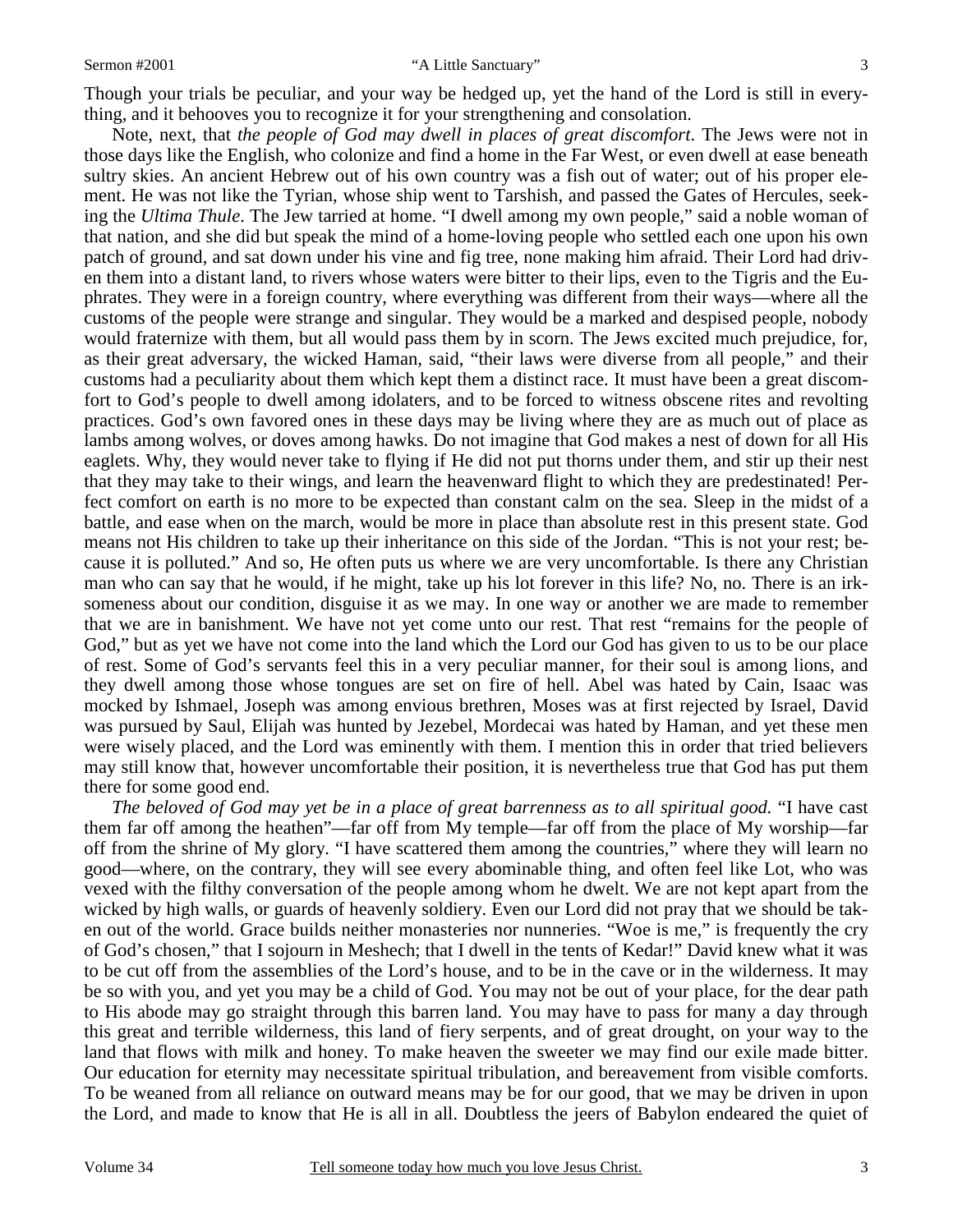Though your trials be peculiar, and your way be hedged up, yet the hand of the Lord is still in everything, and it behooves you to recognize it for your strengthening and consolation.

Note, next, that *the people of God may dwell in places of great discomfort*. The Jews were not in those days like the English, who colonize and find a home in the Far West, or even dwell at ease beneath sultry skies. An ancient Hebrew out of his own country was a fish out of water; out of his proper element. He was not like the Tyrian, whose ship went to Tarshish, and passed the Gates of Hercules, seeking the *Ultima Thule*. The Jew tarried at home. "I dwell among my own people," said a noble woman of that nation, and she did but speak the mind of a home-loving people who settled each one upon his own patch of ground, and sat down under his vine and fig tree, none making him afraid. Their Lord had driven them into a distant land, to rivers whose waters were bitter to their lips, even to the Tigris and the Euphrates. They were in a foreign country, where everything was different from their ways—where all the customs of the people were strange and singular. They would be a marked and despised people, nobody would fraternize with them, but all would pass them by in scorn. The Jews excited much prejudice, for, as their great adversary, the wicked Haman, said, "their laws were diverse from all people," and their customs had a peculiarity about them which kept them a distinct race. It must have been a great discomfort to God's people to dwell among idolaters, and to be forced to witness obscene rites and revolting practices. God's own favored ones in these days may be living where they are as much out of place as lambs among wolves, or doves among hawks. Do not imagine that God makes a nest of down for all His eaglets. Why, they would never take to flying if He did not put thorns under them, and stir up their nest that they may take to their wings, and learn the heavenward flight to which they are predestinated! Perfect comfort on earth is no more to be expected than constant calm on the sea. Sleep in the midst of a battle, and ease when on the march, would be more in place than absolute rest in this present state. God means not His children to take up their inheritance on this side of the Jordan. "This is not your rest; because it is polluted." And so, He often puts us where we are very uncomfortable. Is there any Christian man who can say that he would, if he might, take up his lot forever in this life? No, no. There is an irksomeness about our condition, disguise it as we may. In one way or another we are made to remember that we are in banishment. We have not yet come unto our rest. That rest "remains for the people of God," but as yet we have not come into the land which the Lord our God has given to us to be our place of rest. Some of God's servants feel this in a very peculiar manner, for their soul is among lions, and they dwell among those whose tongues are set on fire of hell. Abel was hated by Cain, Isaac was mocked by Ishmael, Joseph was among envious brethren, Moses was at first rejected by Israel, David was pursued by Saul, Elijah was hunted by Jezebel, Mordecai was hated by Haman, and yet these men were wisely placed, and the Lord was eminently with them. I mention this in order that tried believers may still know that, however uncomfortable their position, it is nevertheless true that God has put them there for some good end.

*The beloved of God may yet be in a place of great barrenness as to all spiritual good.* "I have cast them far off among the heathen"—far off from My temple—far off from the place of My worship—far off from the shrine of My glory. "I have scattered them among the countries," where they will learn no good—where, on the contrary, they will see every abominable thing, and often feel like Lot, who was vexed with the filthy conversation of the people among whom he dwelt. We are not kept apart from the wicked by high walls, or guards of heavenly soldiery. Even our Lord did not pray that we should be taken out of the world. Grace builds neither monasteries nor nunneries. "Woe is me," is frequently the cry of God's chosen," that I sojourn in Meshech; that I dwell in the tents of Kedar!" David knew what it was to be cut off from the assemblies of the Lord's house, and to be in the cave or in the wilderness. It may be so with you, and yet you may be a child of God. You may not be out of your place, for the dear path to His abode may go straight through this barren land. You may have to pass for many a day through this great and terrible wilderness, this land of fiery serpents, and of great drought, on your way to the land that flows with milk and honey. To make heaven the sweeter we may find our exile made bitter. Our education for eternity may necessitate spiritual tribulation, and bereavement from visible comforts. To be weaned from all reliance on outward means may be for our good, that we may be driven in upon the Lord, and made to know that He is all in all. Doubtless the jeers of Babylon endeared the quiet of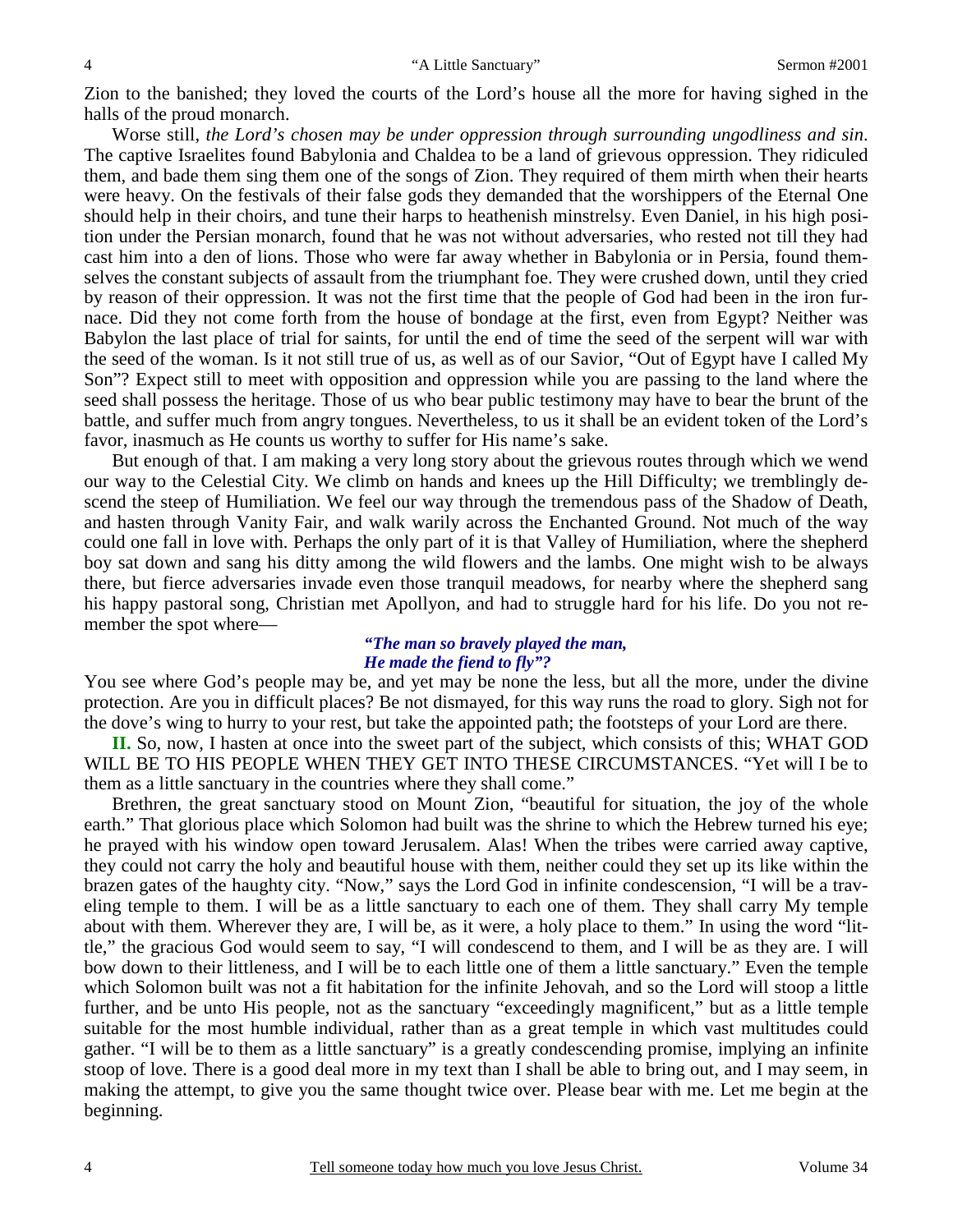Zion to the banished; they loved the courts of the Lord's house all the more for having sighed in the halls of the proud monarch.

Worse still, *the Lord's chosen may be under oppression through surrounding ungodliness and sin*. The captive Israelites found Babylonia and Chaldea to be a land of grievous oppression. They ridiculed them, and bade them sing them one of the songs of Zion. They required of them mirth when their hearts were heavy. On the festivals of their false gods they demanded that the worshippers of the Eternal One should help in their choirs, and tune their harps to heathenish minstrelsy. Even Daniel, in his high position under the Persian monarch, found that he was not without adversaries, who rested not till they had cast him into a den of lions. Those who were far away whether in Babylonia or in Persia, found themselves the constant subjects of assault from the triumphant foe. They were crushed down, until they cried by reason of their oppression. It was not the first time that the people of God had been in the iron furnace. Did they not come forth from the house of bondage at the first, even from Egypt? Neither was Babylon the last place of trial for saints, for until the end of time the seed of the serpent will war with the seed of the woman. Is it not still true of us, as well as of our Savior, "Out of Egypt have I called My Son"? Expect still to meet with opposition and oppression while you are passing to the land where the seed shall possess the heritage. Those of us who bear public testimony may have to bear the brunt of the battle, and suffer much from angry tongues. Nevertheless, to us it shall be an evident token of the Lord's favor, inasmuch as He counts us worthy to suffer for His name's sake.

But enough of that. I am making a very long story about the grievous routes through which we wend our way to the Celestial City. We climb on hands and knees up the Hill Difficulty; we tremblingly descend the steep of Humiliation. We feel our way through the tremendous pass of the Shadow of Death, and hasten through Vanity Fair, and walk warily across the Enchanted Ground. Not much of the way could one fall in love with. Perhaps the only part of it is that Valley of Humiliation, where the shepherd boy sat down and sang his ditty among the wild flowers and the lambs. One might wish to be always there, but fierce adversaries invade even those tranquil meadows, for nearby where the shepherd sang his happy pastoral song, Christian met Apollyon, and had to struggle hard for his life. Do you not remember the spot where—

> *"The man so bravely played the man,*
> *He made the fiend to fly"?*

You see where God's people may be, and yet may be none the less, but all the more, under the divine protection. Are you in difficult places? Be not dismayed, for this way runs the road to glory. Sigh not for the dove's wing to hurry to your rest, but take the appointed path; the footsteps of your Lord are there.

**II.** So, now, I hasten at once into the sweet part of the subject, which consists of this; WHAT GOD WILL BE TO HIS PEOPLE WHEN THEY GET INTO THESE CIRCUMSTANCES. "Yet will I be to them as a little sanctuary in the countries where they shall come."

Brethren, the great sanctuary stood on Mount Zion, "beautiful for situation, the joy of the whole earth." That glorious place which Solomon had built was the shrine to which the Hebrew turned his eye; he prayed with his window open toward Jerusalem. Alas! When the tribes were carried away captive, they could not carry the holy and beautiful house with them, neither could they set up its like within the brazen gates of the haughty city. "Now," says the Lord God in infinite condescension, "I will be a traveling temple to them. I will be as a little sanctuary to each one of them. They shall carry My temple about with them. Wherever they are, I will be, as it were, a holy place to them." In using the word "little," the gracious God would seem to say, "I will condescend to them, and I will be as they are. I will bow down to their littleness, and I will be to each little one of them a little sanctuary." Even the temple which Solomon built was not a fit habitation for the infinite Jehovah, and so the Lord will stoop a little further, and be unto His people, not as the sanctuary "exceedingly magnificent," but as a little temple suitable for the most humble individual, rather than as a great temple in which vast multitudes could gather. "I will be to them as a little sanctuary" is a greatly condescending promise, implying an infinite stoop of love. There is a good deal more in my text than I shall be able to bring out, and I may seem, in making the attempt, to give you the same thought twice over. Please bear with me. Let me begin at the beginning.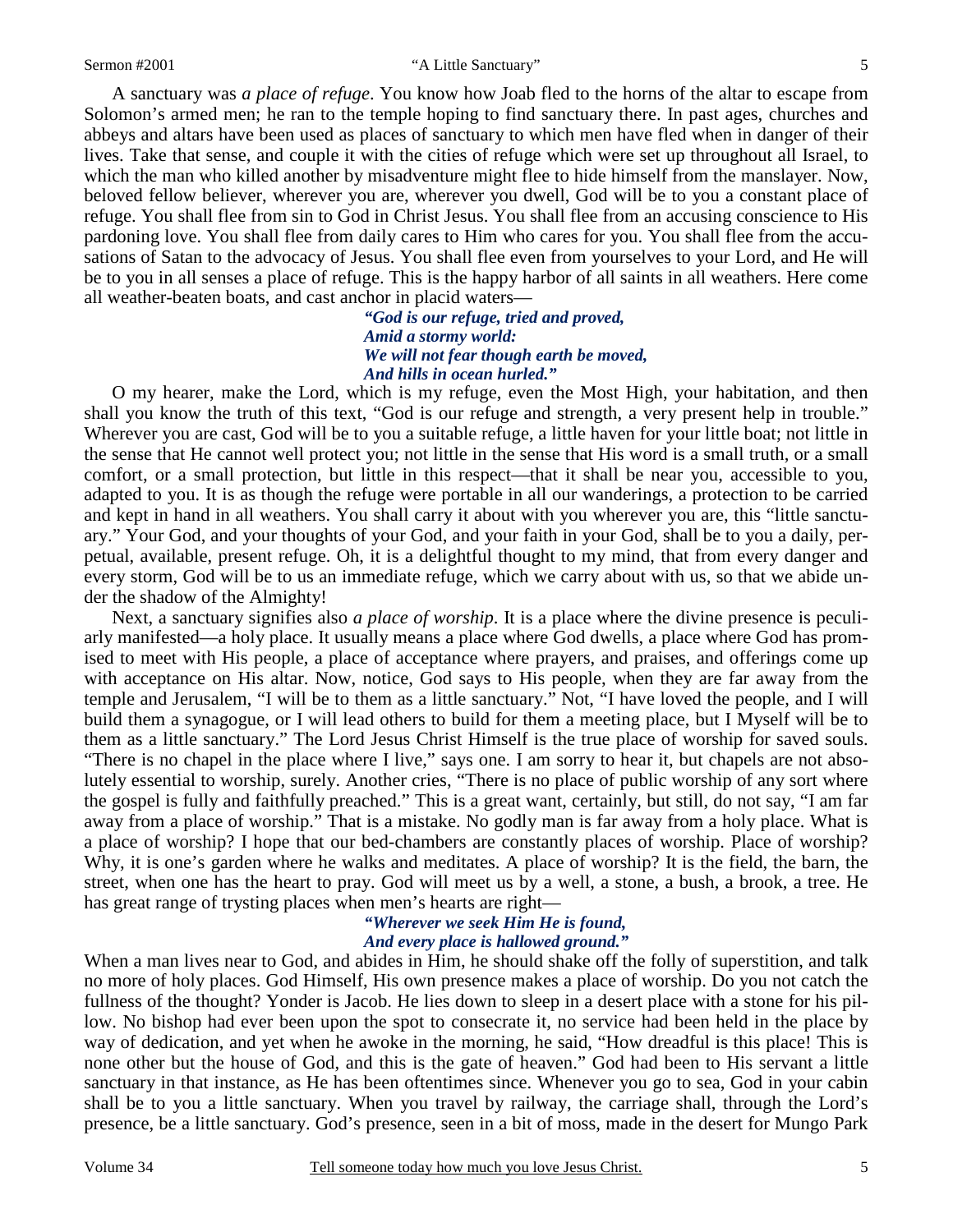A sanctuary was *a place of refuge*. You know how Joab fled to the horns of the altar to escape from Solomon's armed men; he ran to the temple hoping to find sanctuary there. In past ages, churches and abbeys and altars have been used as places of sanctuary to which men have fled when in danger of their lives. Take that sense, and couple it with the cities of refuge which were set up throughout all Israel, to which the man who killed another by misadventure might flee to hide himself from the manslayer. Now, beloved fellow believer, wherever you are, wherever you dwell, God will be to you a constant place of refuge. You shall flee from sin to God in Christ Jesus. You shall flee from an accusing conscience to His pardoning love. You shall flee from daily cares to Him who cares for you. You shall flee from the accusations of Satan to the advocacy of Jesus. You shall flee even from yourselves to your Lord, and He will be to you in all senses a place of refuge. This is the happy harbor of all saints in all weathers. Here come all weather-beaten boats, and cast anchor in placid waters—

> ***"God is our refuge, tried and proved,***
> ***Amid a stormy world:***
> ***We will not fear though earth be moved,***
> ***And hills in ocean hurled."***

O my hearer, make the Lord, which is my refuge, even the Most High, your habitation, and then shall you know the truth of this text, "God is our refuge and strength, a very present help in trouble." Wherever you are cast, God will be to you a suitable refuge, a little haven for your little boat; not little in the sense that He cannot well protect you; not little in the sense that His word is a small truth, or a small comfort, or a small protection, but little in this respect—that it shall be near you, accessible to you, adapted to you. It is as though the refuge were portable in all our wanderings, a protection to be carried and kept in hand in all weathers. You shall carry it about with you wherever you are, this "little sanctuary." Your God, and your thoughts of your God, and your faith in your God, shall be to you a daily, perpetual, available, present refuge. Oh, it is a delightful thought to my mind, that from every danger and every storm, God will be to us an immediate refuge, which we carry about with us, so that we abide under the shadow of the Almighty!

Next, a sanctuary signifies also *a place of worship*. It is a place where the divine presence is peculiarly manifested—a holy place. It usually means a place where God dwells, a place where God has promised to meet with His people, a place of acceptance where prayers, and praises, and offerings come up with acceptance on His altar. Now, notice, God says to His people, when they are far away from the temple and Jerusalem, "I will be to them as a little sanctuary." Not, "I have loved the people, and I will build them a synagogue, or I will lead others to build for them a meeting place, but I Myself will be to them as a little sanctuary." The Lord Jesus Christ Himself is the true place of worship for saved souls. "There is no chapel in the place where I live," says one. I am sorry to hear it, but chapels are not absolutely essential to worship, surely. Another cries, "There is no place of public worship of any sort where the gospel is fully and faithfully preached." This is a great want, certainly, but still, do not say, "I am far away from a place of worship." That is a mistake. No godly man is far away from a holy place. What is a place of worship? I hope that our bed-chambers are constantly places of worship. Place of worship? Why, it is one's garden where he walks and meditates. A place of worship? It is the field, the barn, the street, when one has the heart to pray. God will meet us by a well, a stone, a bush, a brook, a tree. He has great range of trysting places when men's hearts are right—

> ***"Wherever we seek Him He is found,***
> ***And every place is hallowed ground."***

When a man lives near to God, and abides in Him, he should shake off the folly of superstition, and talk no more of holy places. God Himself, His own presence makes a place of worship. Do you not catch the fullness of the thought? Yonder is Jacob. He lies down to sleep in a desert place with a stone for his pillow. No bishop had ever been upon the spot to consecrate it, no service had been held in the place by way of dedication, and yet when he awoke in the morning, he said, "How dreadful is this place! This is none other but the house of God, and this is the gate of heaven." God had been to His servant a little sanctuary in that instance, as He has been oftentimes since. Whenever you go to sea, God in your cabin shall be to you a little sanctuary. When you travel by railway, the carriage shall, through the Lord's presence, be a little sanctuary. God's presence, seen in a bit of moss, made in the desert for Mungo Park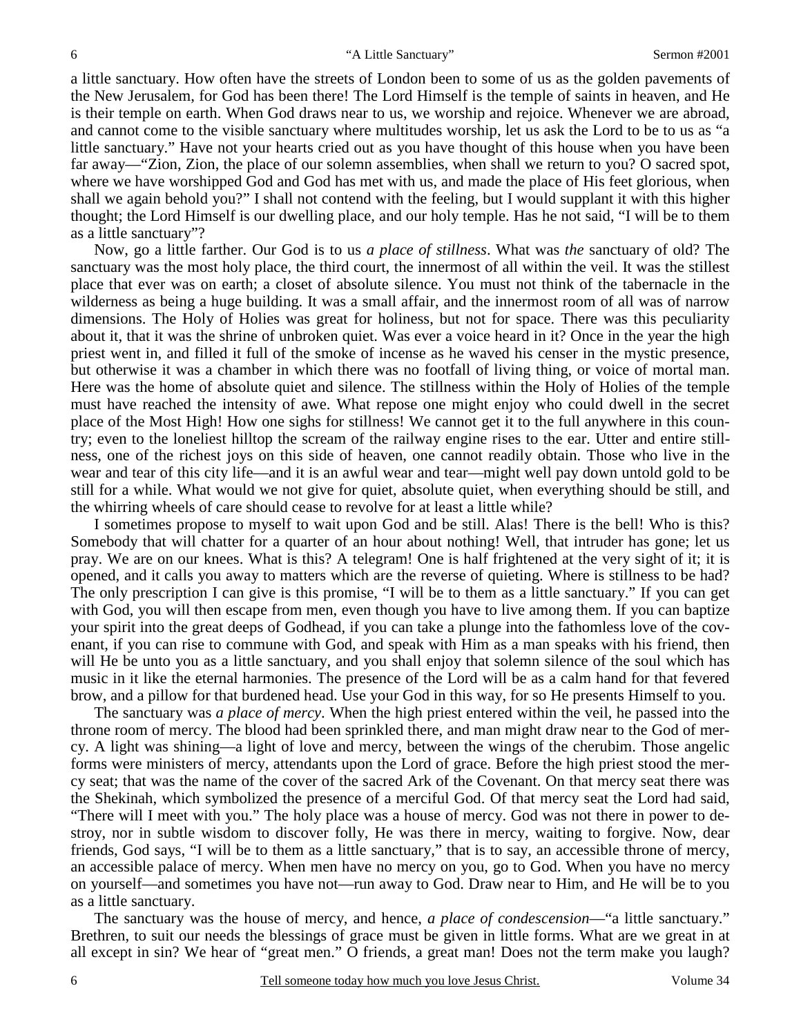a little sanctuary. How often have the streets of London been to some of us as the golden pavements of the New Jerusalem, for God has been there! The Lord Himself is the temple of saints in heaven, and He is their temple on earth. When God draws near to us, we worship and rejoice. Whenever we are abroad, and cannot come to the visible sanctuary where multitudes worship, let us ask the Lord to be to us as "a little sanctuary." Have not your hearts cried out as you have thought of this house when you have been far away—"Zion, Zion, the place of our solemn assemblies, when shall we return to you? O sacred spot, where we have worshipped God and God has met with us, and made the place of His feet glorious, when shall we again behold you?" I shall not contend with the feeling, but I would supplant it with this higher thought; the Lord Himself is our dwelling place, and our holy temple. Has he not said, "I will be to them as a little sanctuary"?

Now, go a little farther. Our God is to us *a place of stillness*. What was *the* sanctuary of old? The sanctuary was the most holy place, the third court, the innermost of all within the veil. It was the stillest place that ever was on earth; a closet of absolute silence. You must not think of the tabernacle in the wilderness as being a huge building. It was a small affair, and the innermost room of all was of narrow dimensions. The Holy of Holies was great for holiness, but not for space. There was this peculiarity about it, that it was the shrine of unbroken quiet. Was ever a voice heard in it? Once in the year the high priest went in, and filled it full of the smoke of incense as he waved his censer in the mystic presence, but otherwise it was a chamber in which there was no footfall of living thing, or voice of mortal man. Here was the home of absolute quiet and silence. The stillness within the Holy of Holies of the temple must have reached the intensity of awe. What repose one might enjoy who could dwell in the secret place of the Most High! How one sighs for stillness! We cannot get it to the full anywhere in this country; even to the loneliest hilltop the scream of the railway engine rises to the ear. Utter and entire stillness, one of the richest joys on this side of heaven, one cannot readily obtain. Those who live in the wear and tear of this city life—and it is an awful wear and tear—might well pay down untold gold to be still for a while. What would we not give for quiet, absolute quiet, when everything should be still, and the whirring wheels of care should cease to revolve for at least a little while?

I sometimes propose to myself to wait upon God and be still. Alas! There is the bell! Who is this? Somebody that will chatter for a quarter of an hour about nothing! Well, that intruder has gone; let us pray. We are on our knees. What is this? A telegram! One is half frightened at the very sight of it; it is opened, and it calls you away to matters which are the reverse of quieting. Where is stillness to be had? The only prescription I can give is this promise, "I will be to them as a little sanctuary." If you can get with God, you will then escape from men, even though you have to live among them. If you can baptize your spirit into the great deeps of Godhead, if you can take a plunge into the fathomless love of the covenant, if you can rise to commune with God, and speak with Him as a man speaks with his friend, then will He be unto you as a little sanctuary, and you shall enjoy that solemn silence of the soul which has music in it like the eternal harmonies. The presence of the Lord will be as a calm hand for that fevered brow, and a pillow for that burdened head. Use your God in this way, for so He presents Himself to you.

The sanctuary was *a place of mercy*. When the high priest entered within the veil, he passed into the throne room of mercy. The blood had been sprinkled there, and man might draw near to the God of mercy. A light was shining—a light of love and mercy, between the wings of the cherubim. Those angelic forms were ministers of mercy, attendants upon the Lord of grace. Before the high priest stood the mercy seat; that was the name of the cover of the sacred Ark of the Covenant. On that mercy seat there was the Shekinah, which symbolized the presence of a merciful God. Of that mercy seat the Lord had said, "There will I meet with you." The holy place was a house of mercy. God was not there in power to destroy, nor in subtle wisdom to discover folly, He was there in mercy, waiting to forgive. Now, dear friends, God says, "I will be to them as a little sanctuary," that is to say, an accessible throne of mercy, an accessible palace of mercy. When men have no mercy on you, go to God. When you have no mercy on yourself—and sometimes you have not—run away to God. Draw near to Him, and He will be to you as a little sanctuary.

The sanctuary was the house of mercy, and hence, *a place of condescension*—"a little sanctuary." Brethren, to suit our needs the blessings of grace must be given in little forms. What are we great in at all except in sin? We hear of "great men." O friends, a great man! Does not the term make you laugh?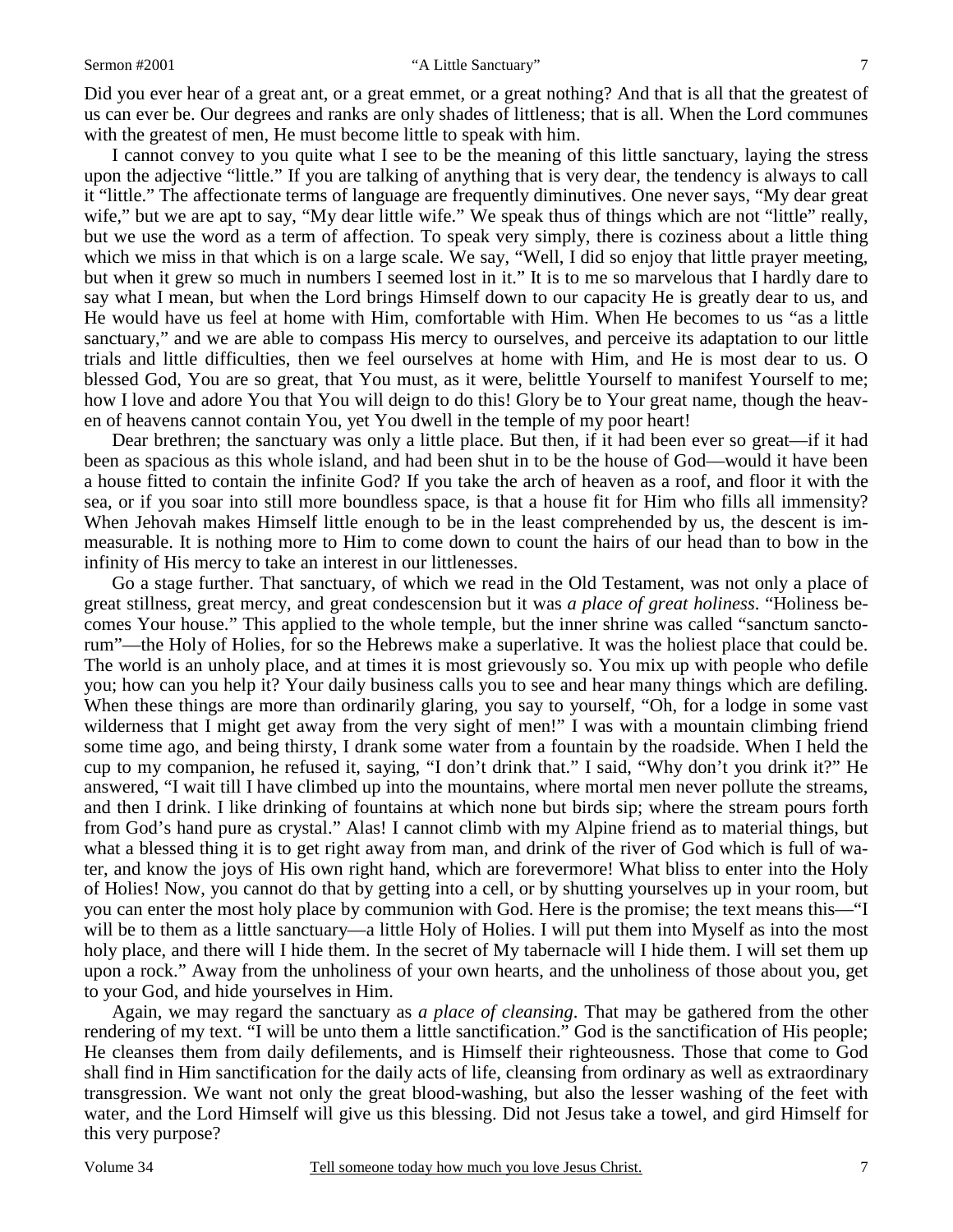Did you ever hear of a great ant, or a great emmet, or a great nothing? And that is all that the greatest of us can ever be. Our degrees and ranks are only shades of littleness; that is all. When the Lord communes with the greatest of men, He must become little to speak with him.

I cannot convey to you quite what I see to be the meaning of this little sanctuary, laying the stress upon the adjective "little." If you are talking of anything that is very dear, the tendency is always to call it "little." The affectionate terms of language are frequently diminutives. One never says, "My dear great wife," but we are apt to say, "My dear little wife." We speak thus of things which are not "little" really, but we use the word as a term of affection. To speak very simply, there is coziness about a little thing which we miss in that which is on a large scale. We say, "Well, I did so enjoy that little prayer meeting, but when it grew so much in numbers I seemed lost in it." It is to me so marvelous that I hardly dare to say what I mean, but when the Lord brings Himself down to our capacity He is greatly dear to us, and He would have us feel at home with Him, comfortable with Him. When He becomes to us "as a little sanctuary," and we are able to compass His mercy to ourselves, and perceive its adaptation to our little trials and little difficulties, then we feel ourselves at home with Him, and He is most dear to us. O blessed God, You are so great, that You must, as it were, belittle Yourself to manifest Yourself to me; how I love and adore You that You will deign to do this! Glory be to Your great name, though the heaven of heavens cannot contain You, yet You dwell in the temple of my poor heart!

Dear brethren; the sanctuary was only a little place. But then, if it had been ever so great—if it had been as spacious as this whole island, and had been shut in to be the house of God—would it have been a house fitted to contain the infinite God? If you take the arch of heaven as a roof, and floor it with the sea, or if you soar into still more boundless space, is that a house fit for Him who fills all immensity? When Jehovah makes Himself little enough to be in the least comprehended by us, the descent is immeasurable. It is nothing more to Him to come down to count the hairs of our head than to bow in the infinity of His mercy to take an interest in our littlenesses.

Go a stage further. That sanctuary, of which we read in the Old Testament, was not only a place of great stillness, great mercy, and great condescension but it was *a place of great holiness*. "Holiness becomes Your house." This applied to the whole temple, but the inner shrine was called "sanctum sanctorum"—the Holy of Holies, for so the Hebrews make a superlative. It was the holiest place that could be. The world is an unholy place, and at times it is most grievously so. You mix up with people who defile you; how can you help it? Your daily business calls you to see and hear many things which are defiling. When these things are more than ordinarily glaring, you say to yourself, "Oh, for a lodge in some vast wilderness that I might get away from the very sight of men!" I was with a mountain climbing friend some time ago, and being thirsty, I drank some water from a fountain by the roadside. When I held the cup to my companion, he refused it, saying, "I don't drink that." I said, "Why don't you drink it?" He answered, "I wait till I have climbed up into the mountains, where mortal men never pollute the streams, and then I drink. I like drinking of fountains at which none but birds sip; where the stream pours forth from God's hand pure as crystal." Alas! I cannot climb with my Alpine friend as to material things, but what a blessed thing it is to get right away from man, and drink of the river of God which is full of water, and know the joys of His own right hand, which are forevermore! What bliss to enter into the Holy of Holies! Now, you cannot do that by getting into a cell, or by shutting yourselves up in your room, but you can enter the most holy place by communion with God. Here is the promise; the text means this—"I will be to them as a little sanctuary—a little Holy of Holies. I will put them into Myself as into the most holy place, and there will I hide them. In the secret of My tabernacle will I hide them. I will set them up upon a rock." Away from the unholiness of your own hearts, and the unholiness of those about you, get to your God, and hide yourselves in Him.

Again, we may regard the sanctuary as *a place of cleansing*. That may be gathered from the other rendering of my text. "I will be unto them a little sanctification." God is the sanctification of His people; He cleanses them from daily defilements, and is Himself their righteousness. Those that come to God shall find in Him sanctification for the daily acts of life, cleansing from ordinary as well as extraordinary transgression. We want not only the great blood-washing, but also the lesser washing of the feet with water, and the Lord Himself will give us this blessing. Did not Jesus take a towel, and gird Himself for this very purpose?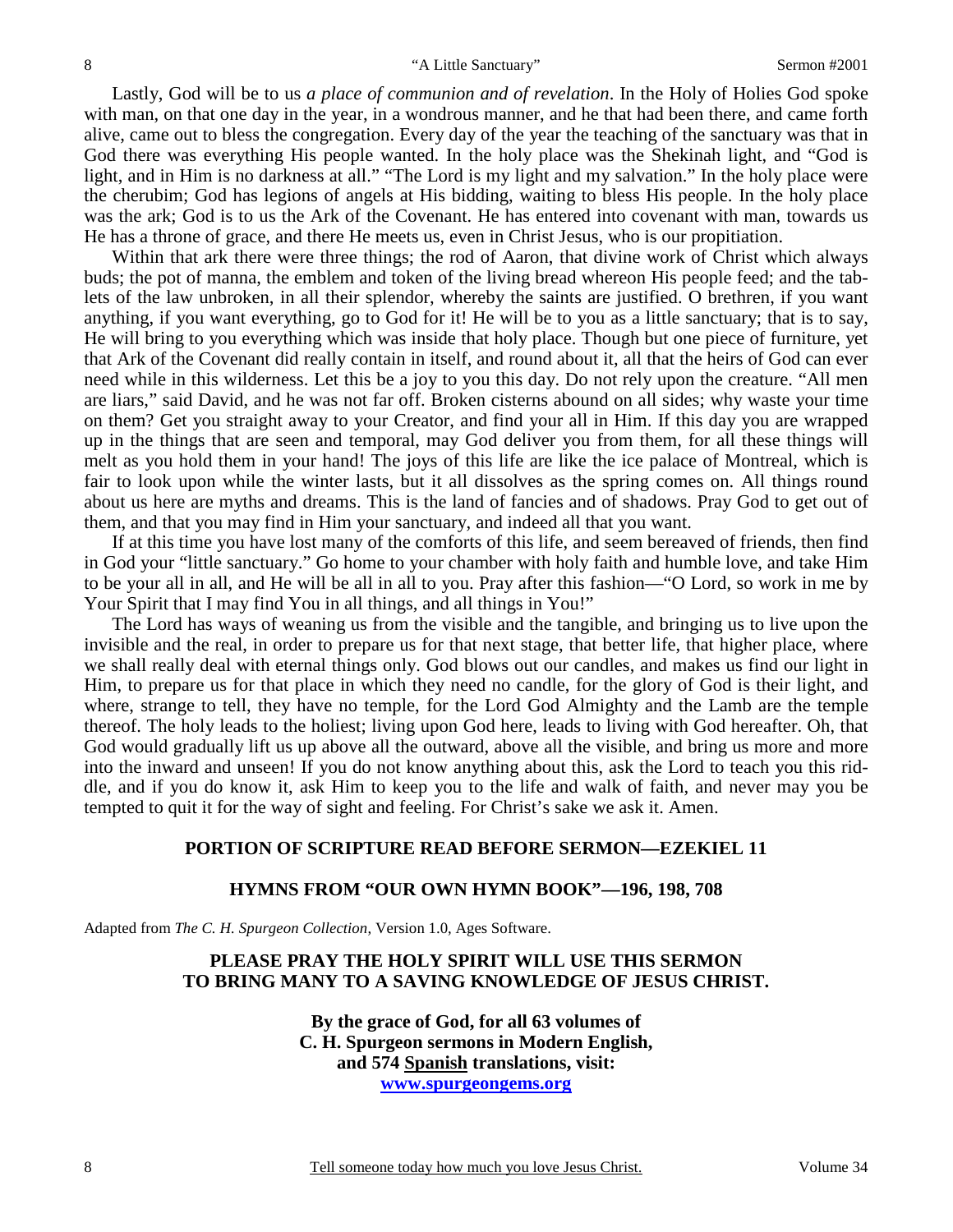Lastly, God will be to us *a place of communion and of revelation*. In the Holy of Holies God spoke with man, on that one day in the year, in a wondrous manner, and he that had been there, and came forth alive, came out to bless the congregation. Every day of the year the teaching of the sanctuary was that in God there was everything His people wanted. In the holy place was the Shekinah light, and "God is light, and in Him is no darkness at all." "The Lord is my light and my salvation." In the holy place were the cherubim; God has legions of angels at His bidding, waiting to bless His people. In the holy place was the ark; God is to us the Ark of the Covenant. He has entered into covenant with man, towards us He has a throne of grace, and there He meets us, even in Christ Jesus, who is our propitiation.

Within that ark there were three things; the rod of Aaron, that divine work of Christ which always buds; the pot of manna, the emblem and token of the living bread whereon His people feed; and the tablets of the law unbroken, in all their splendor, whereby the saints are justified. O brethren, if you want anything, if you want everything, go to God for it! He will be to you as a little sanctuary; that is to say, He will bring to you everything which was inside that holy place. Though but one piece of furniture, yet that Ark of the Covenant did really contain in itself, and round about it, all that the heirs of God can ever need while in this wilderness. Let this be a joy to you this day. Do not rely upon the creature. "All men are liars," said David, and he was not far off. Broken cisterns abound on all sides; why waste your time on them? Get you straight away to your Creator, and find your all in Him. If this day you are wrapped up in the things that are seen and temporal, may God deliver you from them, for all these things will melt as you hold them in your hand! The joys of this life are like the ice palace of Montreal, which is fair to look upon while the winter lasts, but it all dissolves as the spring comes on. All things round about us here are myths and dreams. This is the land of fancies and of shadows. Pray God to get out of them, and that you may find in Him your sanctuary, and indeed all that you want.

If at this time you have lost many of the comforts of this life, and seem bereaved of friends, then find in God your "little sanctuary." Go home to your chamber with holy faith and humble love, and take Him to be your all in all, and He will be all in all to you. Pray after this fashion—"O Lord, so work in me by Your Spirit that I may find You in all things, and all things in You!"

The Lord has ways of weaning us from the visible and the tangible, and bringing us to live upon the invisible and the real, in order to prepare us for that next stage, that better life, that higher place, where we shall really deal with eternal things only. God blows out our candles, and makes us find our light in Him, to prepare us for that place in which they need no candle, for the glory of God is their light, and where, strange to tell, they have no temple, for the Lord God Almighty and the Lamb are the temple thereof. The holy leads to the holiest; living upon God here, leads to living with God hereafter. Oh, that God would gradually lift us up above all the outward, above all the visible, and bring us more and more into the inward and unseen! If you do not know anything about this, ask the Lord to teach you this riddle, and if you do know it, ask Him to keep you to the life and walk of faith, and never may you be tempted to quit it for the way of sight and feeling. For Christ's sake we ask it. Amen.

**PORTION OF SCRIPTURE READ BEFORE SERMON—EZEKIEL 11**

**HYMNS FROM "OUR OWN HYMN BOOK"—196, 198, 708**

Adapted from *The C. H. Spurgeon Collection*, Version 1.0, Ages Software.

**PLEASE PRAY THE HOLY SPIRIT WILL USE THIS SERMON TO BRING MANY TO A SAVING KNOWLEDGE OF JESUS CHRIST.**

**By the grace of God, for all 63 volumes of C. H. Spurgeon sermons in Modern English, and 574 Spanish translations, visit: www.spurgeongems.org**

Tell someone today how much you love Jesus Christ.